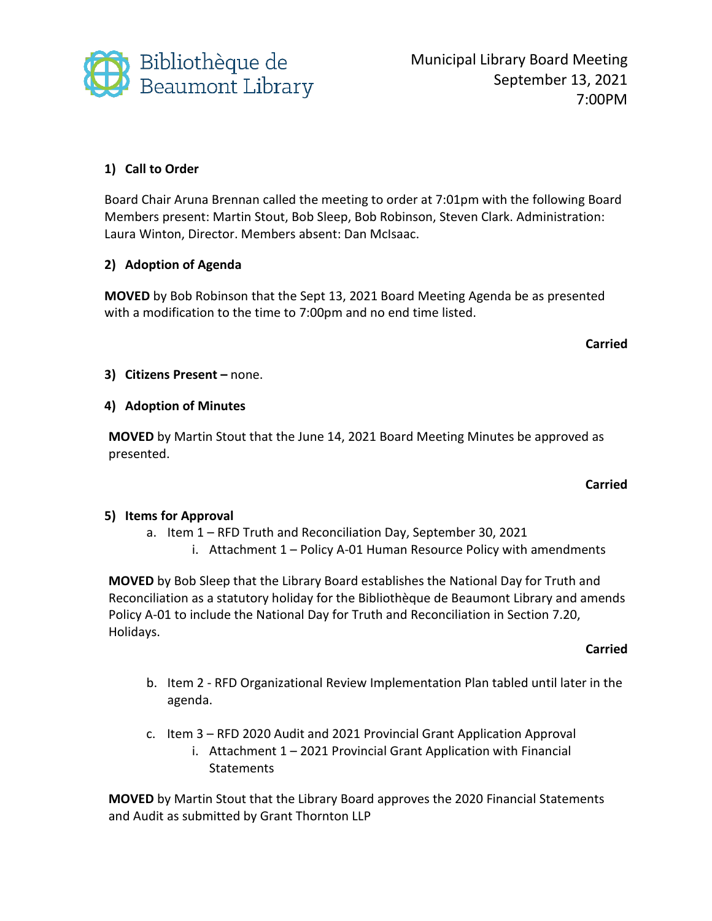Bibliothèque de Beaumont Library

Municipal Library Board Meeting
September 13, 2021
7:00PM

**1) Call to Order**

Board Chair Aruna Brennan called the meeting to order at 7:01pm with the following Board Members present: Martin Stout, Bob Sleep, Bob Robinson, Steven Clark. Administration: Laura Winton, Director. Members absent: Dan McIsaac.

**2) Adoption of Agenda**

**MOVED** by Bob Robinson that the Sept 13, 2021 Board Meeting Agenda be as presented with a modification to the time to 7:00pm and no end time listed.

**Carried**

**3) Citizens Present –** none.

**4) Adoption of Minutes**

**MOVED** by Martin Stout that the June 14, 2021 Board Meeting Minutes be approved as presented.

**Carried**

**5) Items for Approval**

a. Item 1 – RFD Truth and Reconciliation Day, September 30, 2021
   i. Attachment 1 – Policy A-01 Human Resource Policy with amendments

**MOVED** by Bob Sleep that the Library Board establishes the National Day for Truth and Reconciliation as a statutory holiday for the Bibliothèque de Beaumont Library and amends Policy A-01 to include the National Day for Truth and Reconciliation in Section 7.20, Holidays.

**Carried**

b. Item 2 - RFD Organizational Review Implementation Plan tabled until later in the agenda.

c. Item 3 – RFD 2020 Audit and 2021 Provincial Grant Application Approval
   i. Attachment 1 – 2021 Provincial Grant Application with Financial Statements

**MOVED** by Martin Stout that the Library Board approves the 2020 Financial Statements and Audit as submitted by Grant Thornton LLP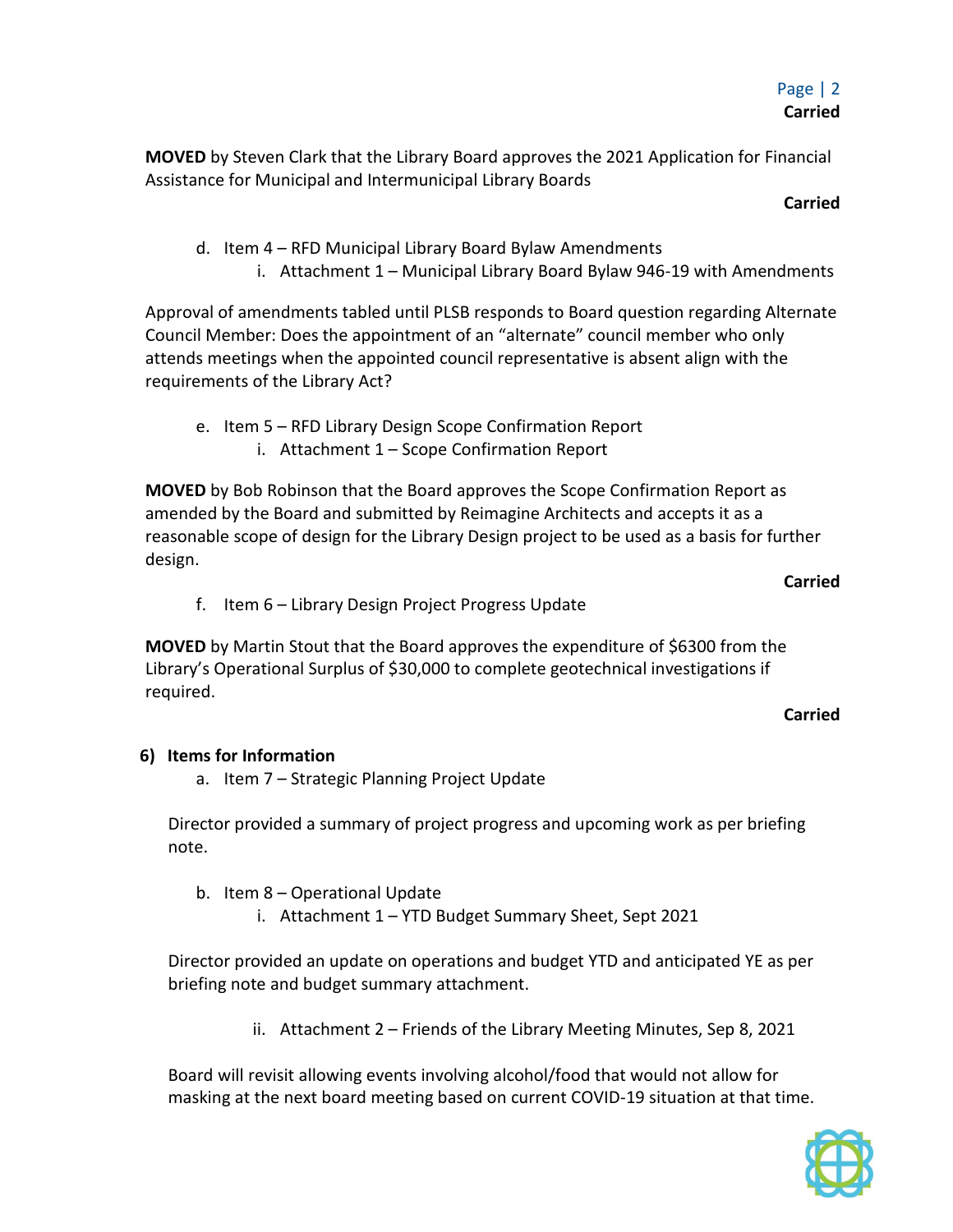**Carried**

**MOVED** by Steven Clark that the Library Board approves the 2021 Application for Financial Assistance for Municipal and Intermunicipal Library Boards

**Carried**

d. Item 4 – RFD Municipal Library Board Bylaw Amendments
    i. Attachment 1 – Municipal Library Board Bylaw 946-19 with Amendments

Approval of amendments tabled until PLSB responds to Board question regarding Alternate Council Member: Does the appointment of an "alternate" council member who only attends meetings when the appointed council representative is absent align with the requirements of the Library Act?

e. Item 5 – RFD Library Design Scope Confirmation Report
    i. Attachment 1 – Scope Confirmation Report

**MOVED** by Bob Robinson that the Board approves the Scope Confirmation Report as amended by the Board and submitted by Reimagine Architects and accepts it as a reasonable scope of design for the Library Design project to be used as a basis for further design.

**Carried**

f. Item 6 – Library Design Project Progress Update

**MOVED** by Martin Stout that the Board approves the expenditure of $6300 from the Library's Operational Surplus of $30,000 to complete geotechnical investigations if required.

**Carried**

## 6) Items for Information

a. Item 7 – Strategic Planning Project Update

Director provided a summary of project progress and upcoming work as per briefing note.

b. Item 8 – Operational Update
    i. Attachment 1 – YTD Budget Summary Sheet, Sept 2021

Director provided an update on operations and budget YTD and anticipated YE as per briefing note and budget summary attachment.

    ii. Attachment 2 – Friends of the Library Meeting Minutes, Sep 8, 2021

Board will revisit allowing events involving alcohol/food that would not allow for masking at the next board meeting based on current COVID-19 situation at that time.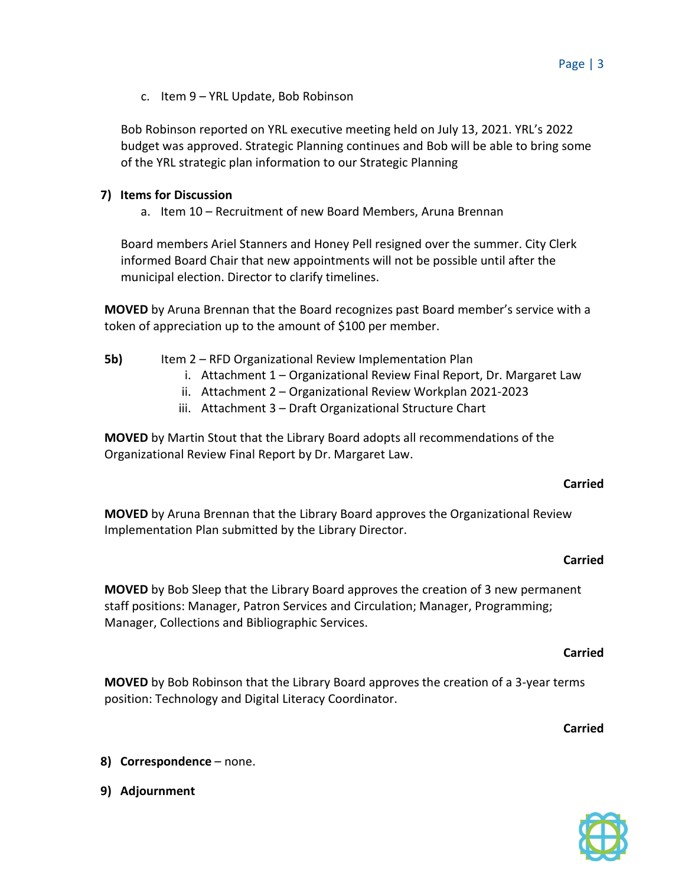c. Item 9 – YRL Update, Bob Robinson

Bob Robinson reported on YRL executive meeting held on July 13, 2021. YRL's 2022 budget was approved. Strategic Planning continues and Bob will be able to bring some of the YRL strategic plan information to our Strategic Planning

**7) Items for Discussion**

a. Item 10 – Recruitment of new Board Members, Aruna Brennan

Board members Ariel Stanners and Honey Pell resigned over the summer. City Clerk informed Board Chair that new appointments will not be possible until after the municipal election. Director to clarify timelines.

**MOVED** by Aruna Brennan that the Board recognizes past Board member's service with a token of appreciation up to the amount of $100 per member.

**5b)** Item 2 – RFD Organizational Review Implementation Plan

i. Attachment 1 – Organizational Review Final Report, Dr. Margaret Law
ii. Attachment 2 – Organizational Review Workplan 2021-2023
iii. Attachment 3 – Draft Organizational Structure Chart

**MOVED** by Martin Stout that the Library Board adopts all recommendations of the Organizational Review Final Report by Dr. Margaret Law.

**Carried**

**MOVED** by Aruna Brennan that the Library Board approves the Organizational Review Implementation Plan submitted by the Library Director.

**Carried**

**MOVED** by Bob Sleep that the Library Board approves the creation of 3 new permanent staff positions: Manager, Patron Services and Circulation; Manager, Programming; Manager, Collections and Bibliographic Services.

**Carried**

**MOVED** by Bob Robinson that the Library Board approves the creation of a 3-year terms position: Technology and Digital Literacy Coordinator.

**Carried**

**8) Correspondence** – none.

**9) Adjournment**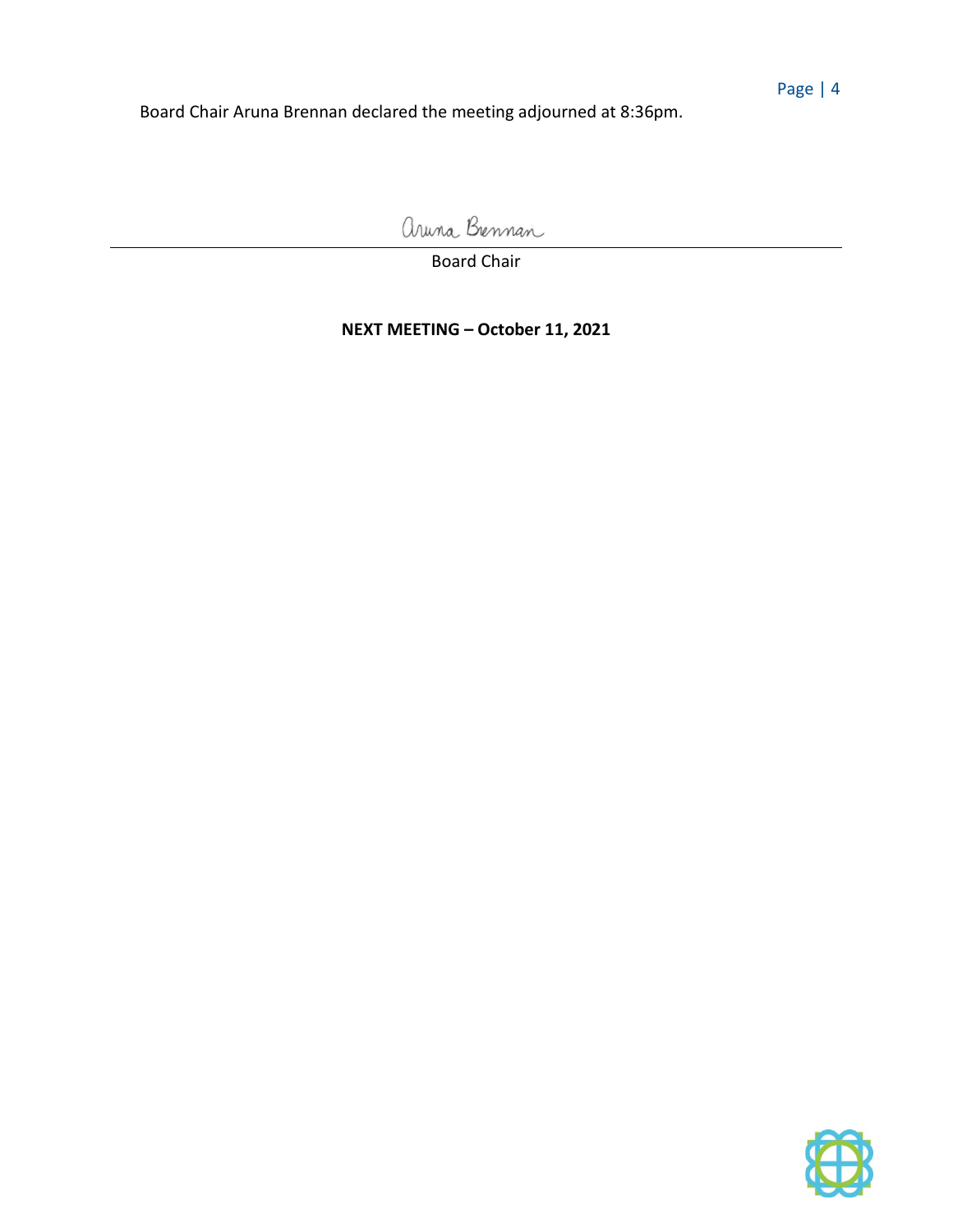Board Chair Aruna Brennan declared the meeting adjourned at 8:36pm.

Aruna Brennan

Board Chair

**NEXT MEETING – October 11, 2021**